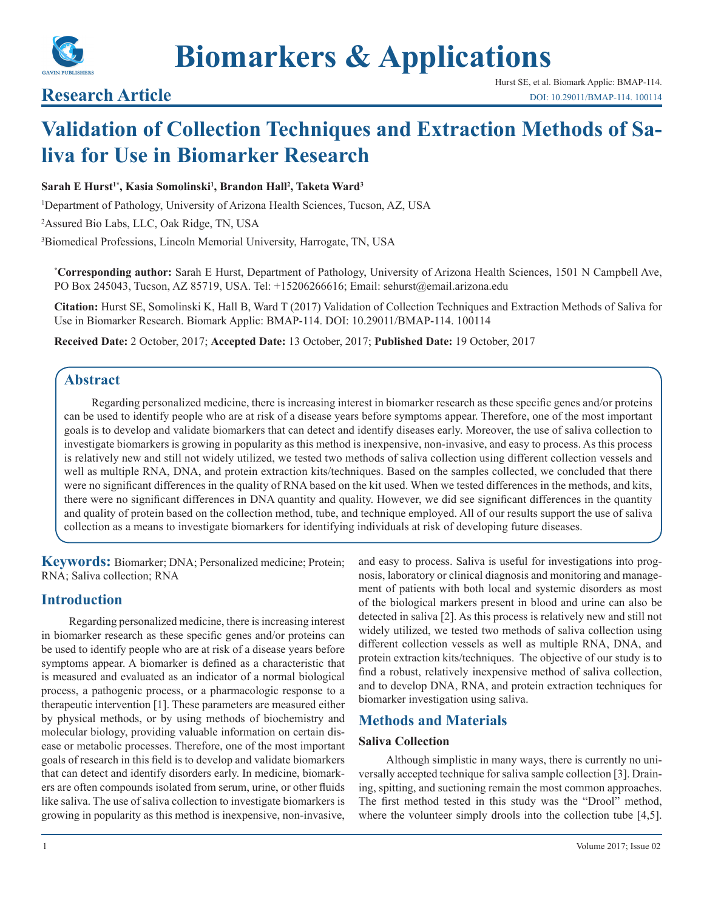# Biomarkers & Applications

## Research Article

Hurst SE, et al. Biomark Applic: BMAP-114.
DOI: 10.29011/BMAP-114. 100114

# Validation of Collection Techniques and Extraction Methods of Saliva for Use in Biomarker Research

**Sarah E Hurst[1*], Kasia Somolinski[1], Brandon Hall[2], Taketa Ward[3]**

[1]Department of Pathology, University of Arizona Health Sciences, Tucson, AZ, USA

[2]Assured Bio Labs, LLC, Oak Ridge, TN, USA

[3]Biomedical Professions, Lincoln Memorial University, Harrogate, TN, USA

**[*]Corresponding author:** Sarah E Hurst, Department of Pathology, University of Arizona Health Sciences, 1501 N Campbell Ave, PO Box 245043, Tucson, AZ 85719, USA. Tel: +15206266616; Email: sehurst@email.arizona.edu

**Citation:** Hurst SE, Somolinski K, Hall B, Ward T (2017) Validation of Collection Techniques and Extraction Methods of Saliva for Use in Biomarker Research. Biomark Applic: BMAP-114. DOI: 10.29011/BMAP-114. 100114

**Received Date:** 2 October, 2017; **Accepted Date:** 13 October, 2017; **Published Date:** 19 October, 2017

## Abstract

Regarding personalized medicine, there is increasing interest in biomarker research as these specific genes and/or proteins can be used to identify people who are at risk of a disease years before symptoms appear. Therefore, one of the most important goals is to develop and validate biomarkers that can detect and identify diseases early. Moreover, the use of saliva collection to investigate biomarkers is growing in popularity as this method is inexpensive, non-invasive, and easy to process. As this process is relatively new and still not widely utilized, we tested two methods of saliva collection using different collection vessels and well as multiple RNA, DNA, and protein extraction kits/techniques. Based on the samples collected, we concluded that there were no significant differences in the quality of RNA based on the kit used. When we tested differences in the methods, and kits, there were no significant differences in DNA quantity and quality. However, we did see significant differences in the quantity and quality of protein based on the collection method, tube, and technique employed. All of our results support the use of saliva collection as a means to investigate biomarkers for identifying individuals at risk of developing future diseases.

**Keywords:** Biomarker; DNA; Personalized medicine; Protein; RNA; Saliva collection; RNA

## Introduction

Regarding personalized medicine, there is increasing interest in biomarker research as these specific genes and/or proteins can be used to identify people who are at risk of a disease years before symptoms appear. A biomarker is defined as a characteristic that is measured and evaluated as an indicator of a normal biological process, a pathogenic process, or a pharmacologic response to a therapeutic intervention [1]. These parameters are measured either by physical methods, or by using methods of biochemistry and molecular biology, providing valuable information on certain disease or metabolic processes. Therefore, one of the most important goals of research in this field is to develop and validate biomarkers that can detect and identify disorders early. In medicine, biomarkers are often compounds isolated from serum, urine, or other fluids like saliva. The use of saliva collection to investigate biomarkers is growing in popularity as this method is inexpensive, non-invasive, and easy to process. Saliva is useful for investigations into prognosis, laboratory or clinical diagnosis and monitoring and management of patients with both local and systemic disorders as most of the biological markers present in blood and urine can also be detected in saliva [2]. As this process is relatively new and still not widely utilized, we tested two methods of saliva collection using different collection vessels as well as multiple RNA, DNA, and protein extraction kits/techniques. The objective of our study is to find a robust, relatively inexpensive method of saliva collection, and to develop DNA, RNA, and protein extraction techniques for biomarker investigation using saliva.

## Methods and Materials

### Saliva Collection

Although simplistic in many ways, there is currently no universally accepted technique for saliva sample collection [3]. Draining, spitting, and suctioning remain the most common approaches. The first method tested in this study was the "Drool" method, where the volunteer simply drools into the collection tube [4,5].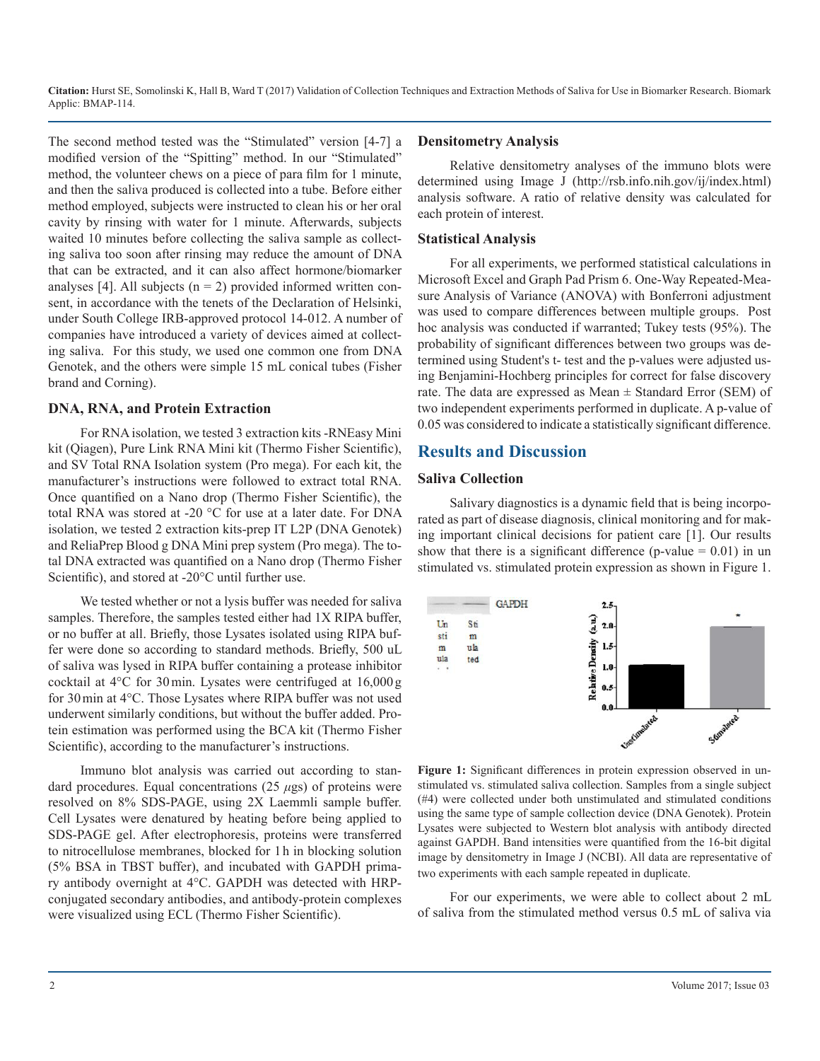The second method tested was the "Stimulated" version [4-7] a modified version of the "Spitting" method. In our "Stimulated" method, the volunteer chews on a piece of para film for 1 minute, and then the saliva produced is collected into a tube. Before either method employed, subjects were instructed to clean his or her oral cavity by rinsing with water for 1 minute. Afterwards, subjects waited 10 minutes before collecting the saliva sample as collecting saliva too soon after rinsing may reduce the amount of DNA that can be extracted, and it can also affect hormone/biomarker analyses [4]. All subjects (n = 2) provided informed written consent, in accordance with the tenets of the Declaration of Helsinki, under South College IRB-approved protocol 14-012. A number of companies have introduced a variety of devices aimed at collecting saliva. For this study, we used one common one from DNA Genotek, and the others were simple 15 mL conical tubes (Fisher brand and Corning).

### DNA, RNA, and Protein Extraction

For RNA isolation, we tested 3 extraction kits -RNEasy Mini kit (Qiagen), Pure Link RNA Mini kit (Thermo Fisher Scientific), and SV Total RNA Isolation system (Pro mega). For each kit, the manufacturer's instructions were followed to extract total RNA. Once quantified on a Nano drop (Thermo Fisher Scientific), the total RNA was stored at -20 °C for use at a later date. For DNA isolation, we tested 2 extraction kits-prep IT L2P (DNA Genotek) and ReliaPrep Blood g DNA Mini prep system (Pro mega). The total DNA extracted was quantified on a Nano drop (Thermo Fisher Scientific), and stored at -20°C until further use.

We tested whether or not a lysis buffer was needed for saliva samples. Therefore, the samples tested either had 1X RIPA buffer, or no buffer at all. Briefly, those Lysates isolated using RIPA buffer were done so according to standard methods. Briefly, 500 uL of saliva was lysed in RIPA buffer containing a protease inhibitor cocktail at 4°C for 30 min. Lysates were centrifuged at 16,000 g for 30 min at 4°C. Those Lysates where RIPA buffer was not used underwent similarly conditions, but without the buffer added. Protein estimation was performed using the BCA kit (Thermo Fisher Scientific), according to the manufacturer's instructions.

Immuno blot analysis was carried out according to standard procedures. Equal concentrations (25 $\mu$gs) of proteins were resolved on 8% SDS-PAGE, using 2X Laemmli sample buffer. Cell Lysates were denatured by heating before being applied to SDS-PAGE gel. After electrophoresis, proteins were transferred to nitrocellulose membranes, blocked for 1 h in blocking solution (5% BSA in TBST buffer), and incubated with GAPDH primary antibody overnight at 4°C. GAPDH was detected with HRP-conjugated secondary antibodies, and antibody-protein complexes were visualized using ECL (Thermo Fisher Scientific).

### Densitometry Analysis

Relative densitometry analyses of the immuno blots were determined using Image J (http://rsb.info.nih.gov/ij/index.html) analysis software. A ratio of relative density was calculated for each protein of interest.

### Statistical Analysis

For all experiments, we performed statistical calculations in Microsoft Excel and Graph Pad Prism 6. One-Way Repeated-Measure Analysis of Variance (ANOVA) with Bonferroni adjustment was used to compare differences between multiple groups. Post hoc analysis was conducted if warranted; Tukey tests (95%). The probability of significant differences between two groups was determined using Student's t- test and the p-values were adjusted using Benjamini-Hochberg principles for correct for false discovery rate. The data are expressed as Mean ± Standard Error (SEM) of two independent experiments performed in duplicate. A p-value of 0.05 was considered to indicate a statistically significant difference.

## Results and Discussion

### Saliva Collection

Salivary diagnostics is a dynamic field that is being incorporated as part of disease diagnosis, clinical monitoring and for making important clinical decisions for patient care [1]. Our results show that there is a significant difference (p-value = 0.01) in un stimulated vs. stimulated protein expression as shown in Figure 1.

**Figure 1:** Significant differences in protein expression observed in unstimulated vs. stimulated saliva collection. Samples from a single subject (#4) were collected under both unstimulated and stimulated conditions using the same type of sample collection device (DNA Genotek). Protein Lysates were subjected to Western blot analysis with antibody directed against GAPDH. Band intensities were quantified from the 16-bit digital image by densitometry in Image J (NCBI). All data are representative of two experiments with each sample repeated in duplicate.

For our experiments, we were able to collect about 2 mL of saliva from the stimulated method versus 0.5 mL of saliva via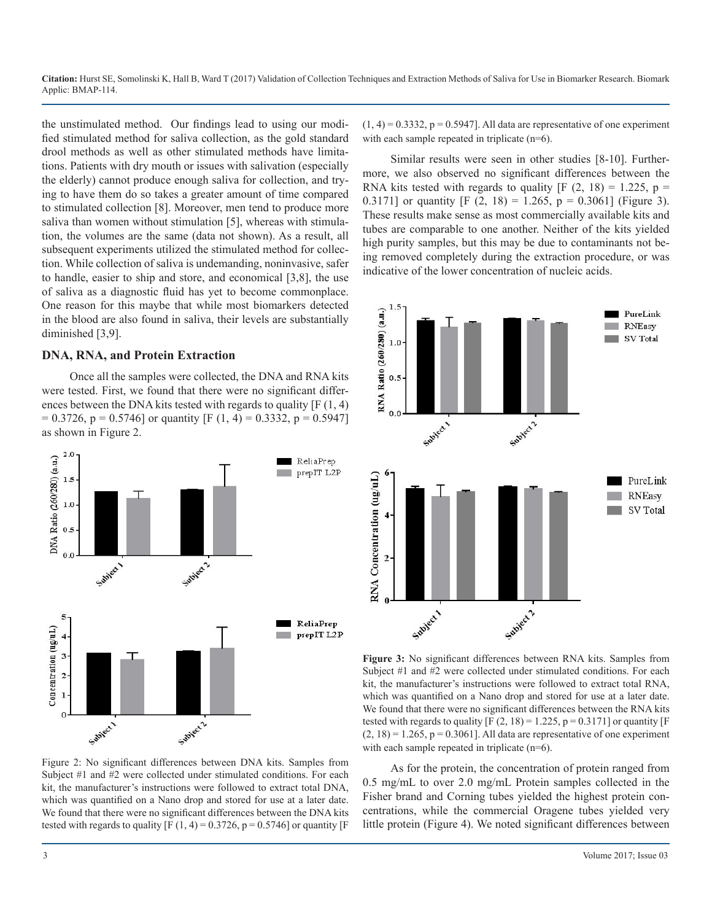the unstimulated method. Our findings lead to using our modified stimulated method for saliva collection, as the gold standard drool methods as well as other stimulated methods have limitations. Patients with dry mouth or issues with salivation (especially the elderly) cannot produce enough saliva for collection, and trying to have them do so takes a greater amount of time compared to stimulated collection [8]. Moreover, men tend to produce more saliva than women without stimulation [5], whereas with stimulation, the volumes are the same (data not shown). As a result, all subsequent experiments utilized the stimulated method for collection. While collection of saliva is undemanding, noninvasive, safer to handle, easier to ship and store, and economical [3,8], the use of saliva as a diagnostic fluid has yet to become commonplace. One reason for this maybe that while most biomarkers detected in the blood are also found in saliva, their levels are substantially diminished [3,9].

### DNA, RNA, and Protein Extraction

Once all the samples were collected, the DNA and RNA kits were tested. First, we found that there were no significant differences between the DNA kits tested with regards to quality [$F (1, 4) = 0.3726$, $p = 0.5746$] or quantity [$F (1, 4) = 0.3332$, $p = 0.5947$] as shown in Figure 2.

Figure 2: No significant differences between DNA kits. Samples from Subject #1 and #2 were collected under stimulated conditions. For each kit, the manufacturer's instructions were followed to extract total DNA, which was quantified on a Nano drop and stored for use at a later date. We found that there were no significant differences between the DNA kits tested with regards to quality [$F (1, 4) = 0.3726$, $p = 0.5746$] or quantity [$F (1, 4) = 0.3332$, $p = 0.5947$]. All data are representative of one experiment with each sample repeated in triplicate (n=6).

Similar results were seen in other studies [8-10]. Furthermore, we also observed no significant differences between the RNA kits tested with regards to quality [$F (2, 18) = 1.225$, $p = 0.3171$] or quantity [$F (2, 18) = 1.265$, $p = 0.3061$] (Figure 3). These results make sense as most commercially available kits and tubes are comparable to one another. Neither of the kits yielded high purity samples, but this may be due to contaminants not being removed completely during the extraction procedure, or was indicative of the lower concentration of nucleic acids.

**Figure 3:** No significant differences between RNA kits. Samples from Subject #1 and #2 were collected under stimulated conditions. For each kit, the manufacturer's instructions were followed to extract total RNA, which was quantified on a Nano drop and stored for use at a later date. We found that there were no significant differences between the RNA kits tested with regards to quality [$F (2, 18) = 1.225$, $p = 0.3171$] or quantity [$F (2, 18) = 1.265$, $p = 0.3061$]. All data are representative of one experiment with each sample repeated in triplicate (n=6).

As for the protein, the concentration of protein ranged from 0.5 mg/mL to over 2.0 mg/mL Protein samples collected in the Fisher brand and Corning tubes yielded the highest protein concentrations, while the commercial Oragene tubes yielded very little protein (Figure 4). We noted significant differences between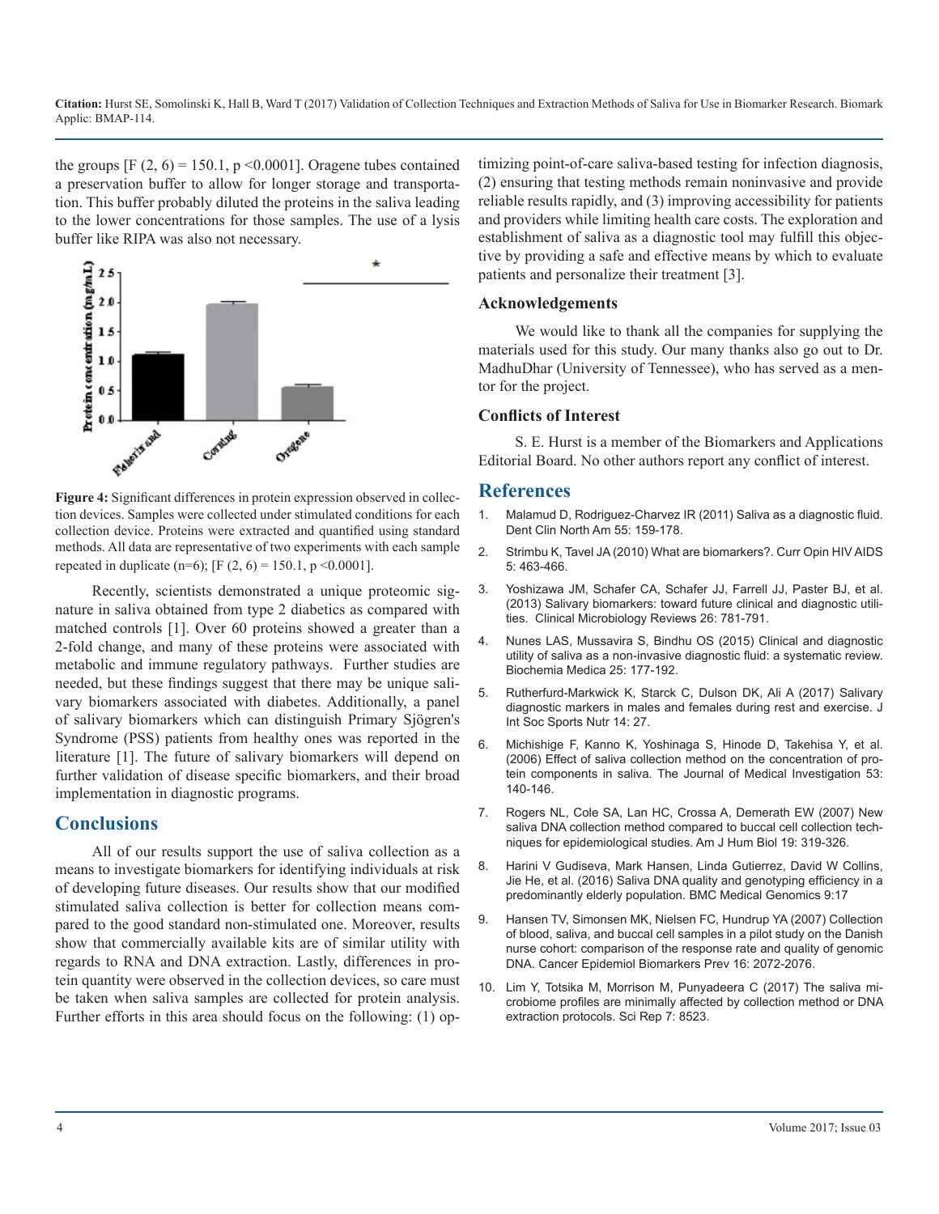the groups [F (2, 6) = 150.1, p <0.0001]. Oragene tubes contained a preservation buffer to allow for longer storage and transportation. This buffer probably diluted the proteins in the saliva leading to the lower concentrations for those samples. The use of a lysis buffer like RIPA was also not necessary.

Protein concentration (mg/mL)

2.5
2.0
1.5
1.0
0.5
0.0

*

Fisher brand
Corning
Oragene

**Figure 4:** Significant differences in protein expression observed in collection devices. Samples were collected under stimulated conditions for each collection device. Proteins were extracted and quantified using standard methods. All data are representative of two experiments with each sample repeated in duplicate (n=6); [F (2, 6) = 150.1, p <0.0001].

Recently, scientists demonstrated a unique proteomic signature in saliva obtained from type 2 diabetics as compared with matched controls [1]. Over 60 proteins showed a greater than a 2-fold change, and many of these proteins were associated with metabolic and immune regulatory pathways. Further studies are needed, but these findings suggest that there may be unique salivary biomarkers associated with diabetes. Additionally, a panel of salivary biomarkers which can distinguish Primary Sjögren's Syndrome (PSS) patients from healthy ones was reported in the literature [1]. The future of salivary biomarkers will depend on further validation of disease specific biomarkers, and their broad implementation in diagnostic programs.

## Conclusions

All of our results support the use of saliva collection as a means to investigate biomarkers for identifying individuals at risk of developing future diseases. Our results show that our modified stimulated saliva collection is better for collection means compared to the good standard non-stimulated one. Moreover, results show that commercially available kits are of similar utility with regards to RNA and DNA extraction. Lastly, differences in protein quantity were observed in the collection devices, so care must be taken when saliva samples are collected for protein analysis. Further efforts in this area should focus on the following: (1) optimizing point-of-care saliva-based testing for infection diagnosis, (2) ensuring that testing methods remain noninvasive and provide reliable results rapidly, and (3) improving accessibility for patients and providers while limiting health care costs. The exploration and establishment of saliva as a diagnostic tool may fulfill this objective by providing a safe and effective means by which to evaluate patients and personalize their treatment [3].

### Acknowledgements

We would like to thank all the companies for supplying the materials used for this study. Our many thanks also go out to Dr. MadhuDhar (University of Tennessee), who has served as a mentor for the project.

### Conflicts of Interest

S. E. Hurst is a member of the Biomarkers and Applications Editorial Board. No other authors report any conflict of interest.

## References

1. Malamud D, Rodriguez-Charvez IR (2011) Saliva as a diagnostic fluid. Dent Clin North Am 55: 159-178.
2. Strimbu K, Tavel JA (2010) What are biomarkers?. Curr Opin HIV AIDS 5: 463-466.
3. Yoshizawa JM, Schafer CA, Schafer JJ, Farrell JJ, Paster BJ, et al. (2013) Salivary biomarkers: toward future clinical and diagnostic utilities. Clinical Microbiology Reviews 26: 781-791.
4. Nunes LAS, Mussavira S, Bindhu OS (2015) Clinical and diagnostic utility of saliva as a non-invasive diagnostic fluid: a systematic review. Biochemia Medica 25: 177-192.
5. Rutherfurd-Markwick K, Starck C, Dulson DK, Ali A (2017) Salivary diagnostic markers in males and females during rest and exercise. J Int Soc Sports Nutr 14: 27.
6. Michishige F, Kanno K, Yoshinaga S, Hinode D, Takehisa Y, et al. (2006) Effect of saliva collection method on the concentration of protein components in saliva. The Journal of Medical Investigation 53: 140-146.
7. Rogers NL, Cole SA, Lan HC, Crossa A, Demerath EW (2007) New saliva DNA collection method compared to buccal cell collection techniques for epidemiological studies. Am J Hum Biol 19: 319-326.
8. Harini V Gudiseva, Mark Hansen, Linda Gutierrez, David W Collins, Jie He, et al. (2016) Saliva DNA quality and genotyping efficiency in a predominantly elderly population. BMC Medical Genomics 9:17
9. Hansen TV, Simonsen MK, Nielsen FC, Hundrup YA (2007) Collection of blood, saliva, and buccal cell samples in a pilot study on the Danish nurse cohort: comparison of the response rate and quality of genomic DNA. Cancer Epidemiol Biomarkers Prev 16: 2072-2076.
10. Lim Y, Totsika M, Morrison M, Punyadeera C (2017) The saliva microbiome profiles are minimally affected by collection method or DNA extraction protocols. Sci Rep 7: 8523.